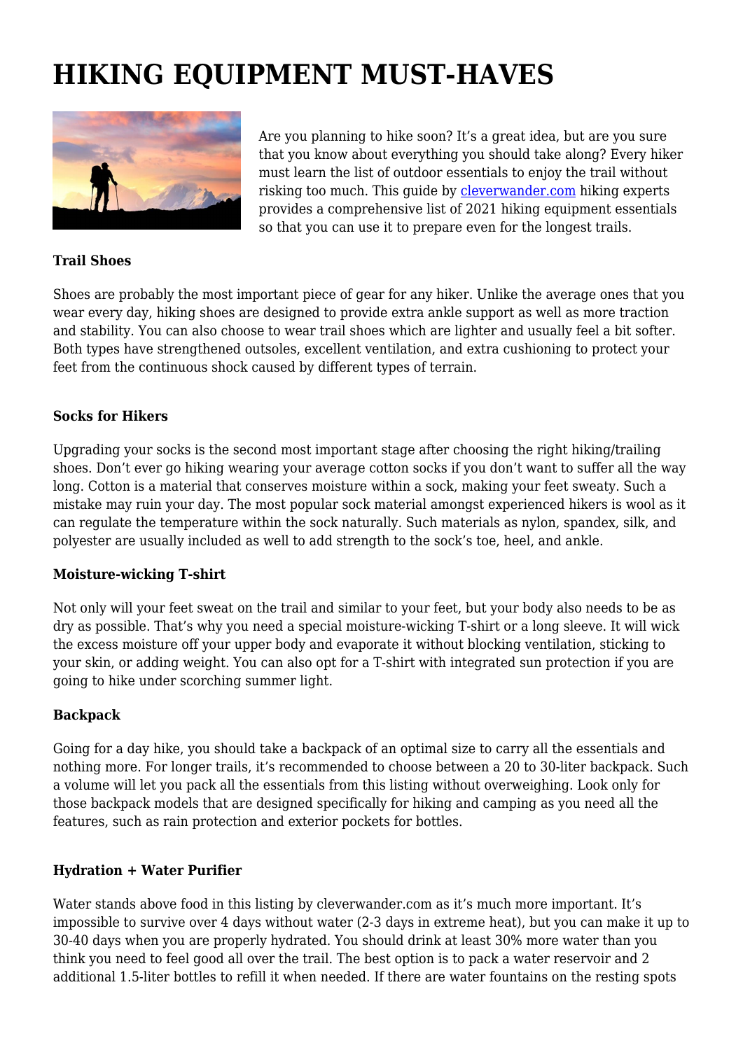# HIKING EQUIPMENT MUST-HAVES

Are you planning to hike soon? It's a great idea, but are you sure that you know about everything you should take along? Every hiker must learn the list of outdoor essentials to enjoy the trail without risking too much. This guide by [cleverwander.com](cleverwander.com) hiking experts provides a comprehensive list of 2021 hiking equipment essentials so that you can use it to prepare even for the longest trails.

**Trail Shoes**

Shoes are probably the most important piece of gear for any hiker. Unlike the average ones that you wear every day, hiking shoes are designed to provide extra ankle support as well as more traction and stability. You can also choose to wear trail shoes which are lighter and usually feel a bit softer. Both types have strengthened outsoles, excellent ventilation, and extra cushioning to protect your feet from the continuous shock caused by different types of terrain.

**Socks for Hikers**

Upgrading your socks is the second most important stage after choosing the right hiking/trailing shoes. Don't ever go hiking wearing your average cotton socks if you don't want to suffer all the way long. Cotton is a material that conserves moisture within a sock, making your feet sweaty. Such a mistake may ruin your day. The most popular sock material amongst experienced hikers is wool as it can regulate the temperature within the sock naturally. Such materials as nylon, spandex, silk, and polyester are usually included as well to add strength to the sock's toe, heel, and ankle.

**Moisture-wicking T-shirt**

Not only will your feet sweat on the trail and similar to your feet, but your body also needs to be as dry as possible. That's why you need a special moisture-wicking T-shirt or a long sleeve. It will wick the excess moisture off your upper body and evaporate it without blocking ventilation, sticking to your skin, or adding weight. You can also opt for a T-shirt with integrated sun protection if you are going to hike under scorching summer light.

**Backpack**

Going for a day hike, you should take a backpack of an optimal size to carry all the essentials and nothing more. For longer trails, it's recommended to choose between a 20 to 30-liter backpack. Such a volume will let you pack all the essentials from this listing without overweighing. Look only for those backpack models that are designed specifically for hiking and camping as you need all the features, such as rain protection and exterior pockets for bottles.

**Hydration + Water Purifier**

Water stands above food in this listing by cleverwander.com as it's much more important. It's impossible to survive over 4 days without water (2-3 days in extreme heat), but you can make it up to 30-40 days when you are properly hydrated. You should drink at least 30% more water than you think you need to feel good all over the trail. The best option is to pack a water reservoir and 2 additional 1.5-liter bottles to refill it when needed. If there are water fountains on the resting spots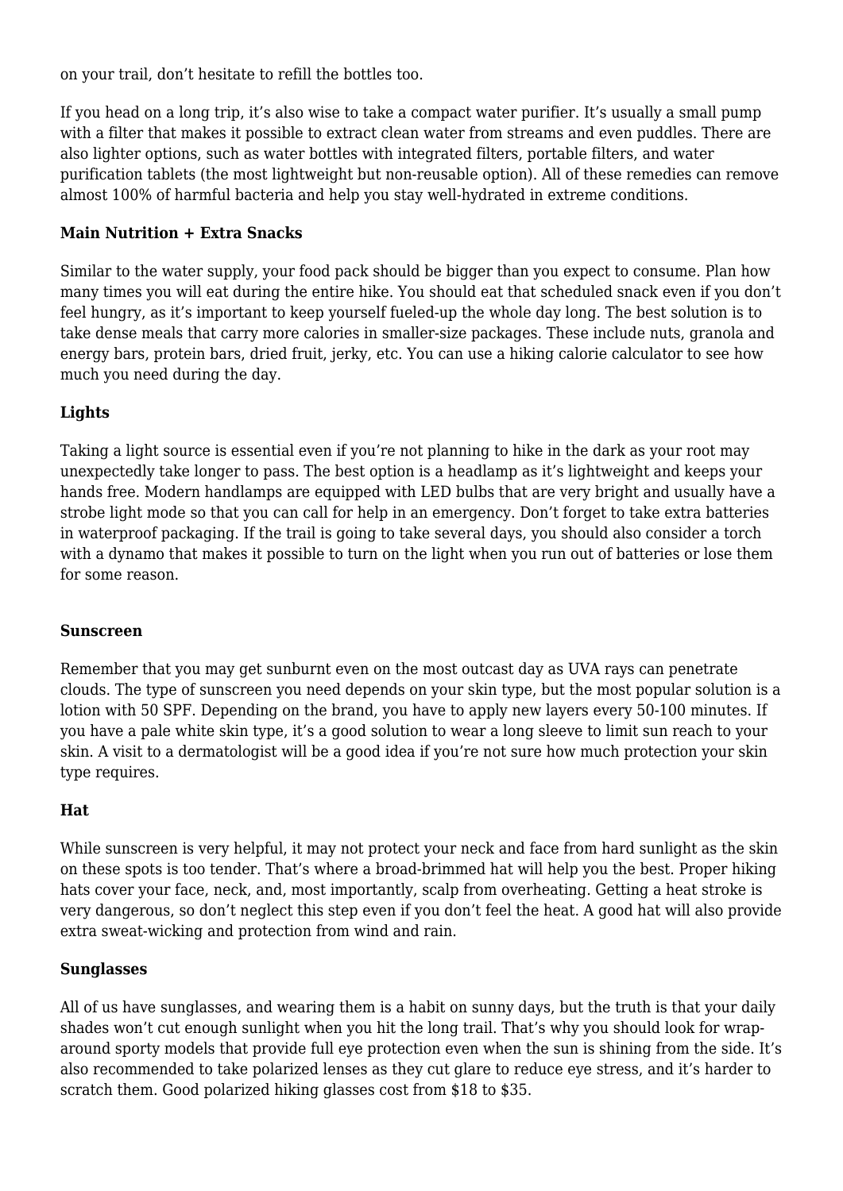on your trail, don't hesitate to refill the bottles too.

If you head on a long trip, it's also wise to take a compact water purifier. It's usually a small pump with a filter that makes it possible to extract clean water from streams and even puddles. There are also lighter options, such as water bottles with integrated filters, portable filters, and water purification tablets (the most lightweight but non-reusable option). All of these remedies can remove almost 100% of harmful bacteria and help you stay well-hydrated in extreme conditions.

**Main Nutrition + Extra Snacks**

Similar to the water supply, your food pack should be bigger than you expect to consume. Plan how many times you will eat during the entire hike. You should eat that scheduled snack even if you don't feel hungry, as it's important to keep yourself fueled-up the whole day long. The best solution is to take dense meals that carry more calories in smaller-size packages. These include nuts, granola and energy bars, protein bars, dried fruit, jerky, etc. You can use a hiking calorie calculator to see how much you need during the day.

**Lights**

Taking a light source is essential even if you're not planning to hike in the dark as your root may unexpectedly take longer to pass. The best option is a headlamp as it's lightweight and keeps your hands free. Modern handlamps are equipped with LED bulbs that are very bright and usually have a strobe light mode so that you can call for help in an emergency. Don't forget to take extra batteries in waterproof packaging. If the trail is going to take several days, you should also consider a torch with a dynamo that makes it possible to turn on the light when you run out of batteries or lose them for some reason.

**Sunscreen**

Remember that you may get sunburnt even on the most outcast day as UVA rays can penetrate clouds. The type of sunscreen you need depends on your skin type, but the most popular solution is a lotion with 50 SPF. Depending on the brand, you have to apply new layers every 50-100 minutes. If you have a pale white skin type, it's a good solution to wear a long sleeve to limit sun reach to your skin. A visit to a dermatologist will be a good idea if you're not sure how much protection your skin type requires.

**Hat**

While sunscreen is very helpful, it may not protect your neck and face from hard sunlight as the skin on these spots is too tender. That's where a broad-brimmed hat will help you the best. Proper hiking hats cover your face, neck, and, most importantly, scalp from overheating. Getting a heat stroke is very dangerous, so don't neglect this step even if you don't feel the heat. A good hat will also provide extra sweat-wicking and protection from wind and rain.

**Sunglasses**

All of us have sunglasses, and wearing them is a habit on sunny days, but the truth is that your daily shades won't cut enough sunlight when you hit the long trail. That's why you should look for wrap-around sporty models that provide full eye protection even when the sun is shining from the side. It's also recommended to take polarized lenses as they cut glare to reduce eye stress, and it's harder to scratch them. Good polarized hiking glasses cost from $18 to $35.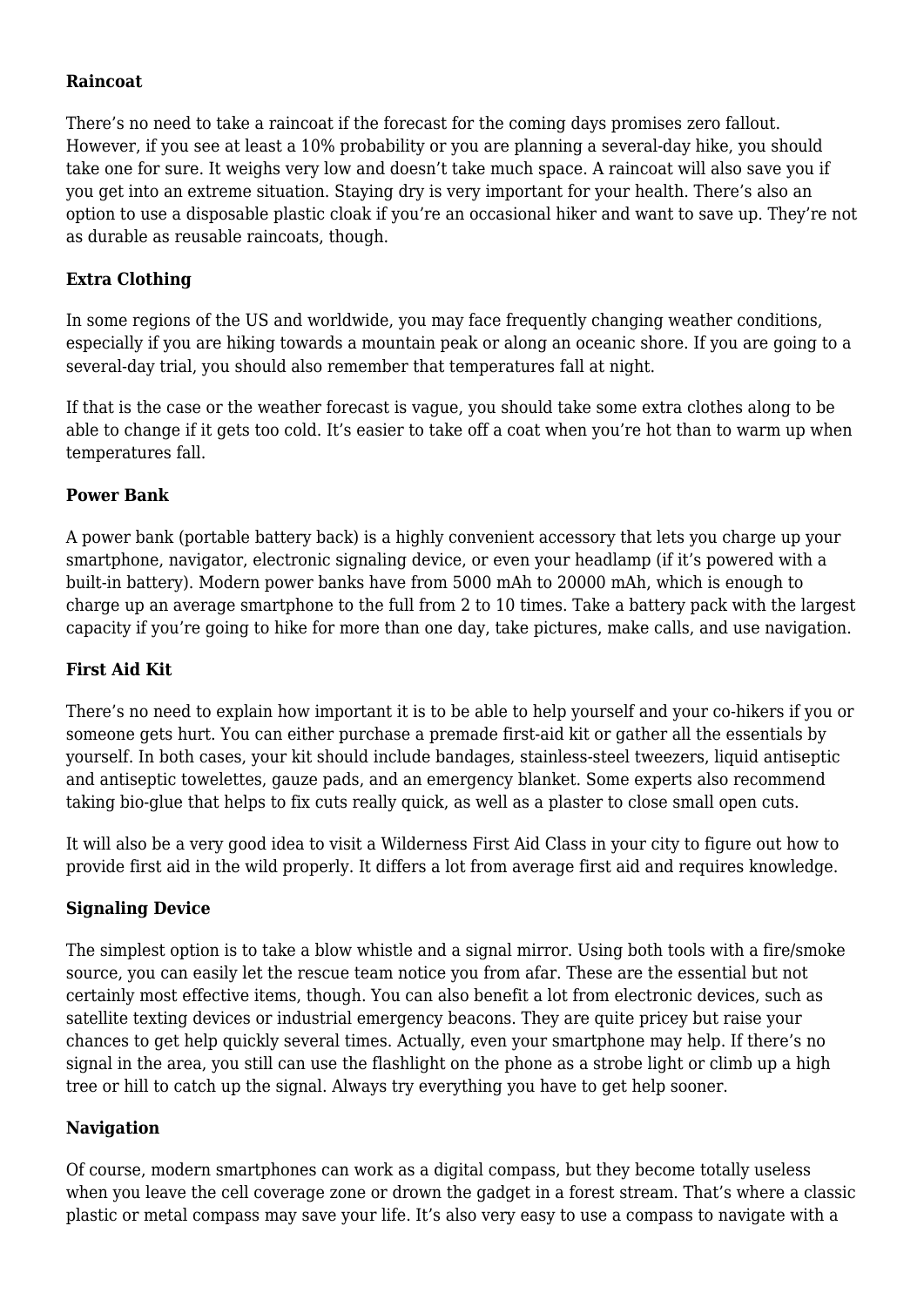**Raincoat**

There's no need to take a raincoat if the forecast for the coming days promises zero fallout. However, if you see at least a 10% probability or you are planning a several-day hike, you should take one for sure. It weighs very low and doesn't take much space. A raincoat will also save you if you get into an extreme situation. Staying dry is very important for your health. There's also an option to use a disposable plastic cloak if you're an occasional hiker and want to save up. They're not as durable as reusable raincoats, though.

**Extra Clothing**

In some regions of the US and worldwide, you may face frequently changing weather conditions, especially if you are hiking towards a mountain peak or along an oceanic shore. If you are going to a several-day trial, you should also remember that temperatures fall at night.

If that is the case or the weather forecast is vague, you should take some extra clothes along to be able to change if it gets too cold. It's easier to take off a coat when you're hot than to warm up when temperatures fall.

**Power Bank**

A power bank (portable battery back) is a highly convenient accessory that lets you charge up your smartphone, navigator, electronic signaling device, or even your headlamp (if it's powered with a built-in battery). Modern power banks have from 5000 mAh to 20000 mAh, which is enough to charge up an average smartphone to the full from 2 to 10 times. Take a battery pack with the largest capacity if you're going to hike for more than one day, take pictures, make calls, and use navigation.

**First Aid Kit**

There's no need to explain how important it is to be able to help yourself and your co-hikers if you or someone gets hurt. You can either purchase a premade first-aid kit or gather all the essentials by yourself. In both cases, your kit should include bandages, stainless-steel tweezers, liquid antiseptic and antiseptic towelettes, gauze pads, and an emergency blanket. Some experts also recommend taking bio-glue that helps to fix cuts really quick, as well as a plaster to close small open cuts.

It will also be a very good idea to visit a Wilderness First Aid Class in your city to figure out how to provide first aid in the wild properly. It differs a lot from average first aid and requires knowledge.

**Signaling Device**

The simplest option is to take a blow whistle and a signal mirror. Using both tools with a fire/smoke source, you can easily let the rescue team notice you from afar. These are the essential but not certainly most effective items, though. You can also benefit a lot from electronic devices, such as satellite texting devices or industrial emergency beacons. They are quite pricey but raise your chances to get help quickly several times. Actually, even your smartphone may help. If there's no signal in the area, you still can use the flashlight on the phone as a strobe light or climb up a high tree or hill to catch up the signal. Always try everything you have to get help sooner.

**Navigation**

Of course, modern smartphones can work as a digital compass, but they become totally useless when you leave the cell coverage zone or drown the gadget in a forest stream. That's where a classic plastic or metal compass may save your life. It's also very easy to use a compass to navigate with a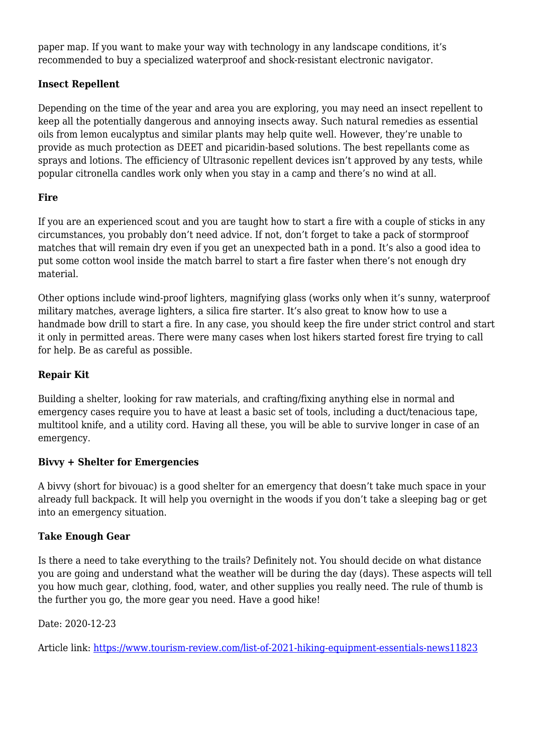paper map. If you want to make your way with technology in any landscape conditions, it's recommended to buy a specialized waterproof and shock-resistant electronic navigator.

**Insect Repellent**

Depending on the time of the year and area you are exploring, you may need an insect repellent to keep all the potentially dangerous and annoying insects away. Such natural remedies as essential oils from lemon eucalyptus and similar plants may help quite well. However, they're unable to provide as much protection as DEET and picaridin-based solutions. The best repellants come as sprays and lotions. The efficiency of Ultrasonic repellent devices isn't approved by any tests, while popular citronella candles work only when you stay in a camp and there's no wind at all.

**Fire**

If you are an experienced scout and you are taught how to start a fire with a couple of sticks in any circumstances, you probably don't need advice. If not, don't forget to take a pack of stormproof matches that will remain dry even if you get an unexpected bath in a pond. It's also a good idea to put some cotton wool inside the match barrel to start a fire faster when there's not enough dry material.

Other options include wind-proof lighters, magnifying glass (works only when it's sunny, waterproof military matches, average lighters, a silica fire starter. It's also great to know how to use a handmade bow drill to start a fire. In any case, you should keep the fire under strict control and start it only in permitted areas. There were many cases when lost hikers started forest fire trying to call for help. Be as careful as possible.

**Repair Kit**

Building a shelter, looking for raw materials, and crafting/fixing anything else in normal and emergency cases require you to have at least a basic set of tools, including a duct/tenacious tape, multitool knife, and a utility cord. Having all these, you will be able to survive longer in case of an emergency.

**Bivvy + Shelter for Emergencies**

A bivvy (short for bivouac) is a good shelter for an emergency that doesn't take much space in your already full backpack. It will help you overnight in the woods if you don't take a sleeping bag or get into an emergency situation.

**Take Enough Gear**

Is there a need to take everything to the trails? Definitely not. You should decide on what distance you are going and understand what the weather will be during the day (days). These aspects will tell you how much gear, clothing, food, water, and other supplies you really need. The rule of thumb is the further you go, the more gear you need. Have a good hike!

Date: 2020-12-23

Article link: https://www.tourism-review.com/list-of-2021-hiking-equipment-essentials-news11823